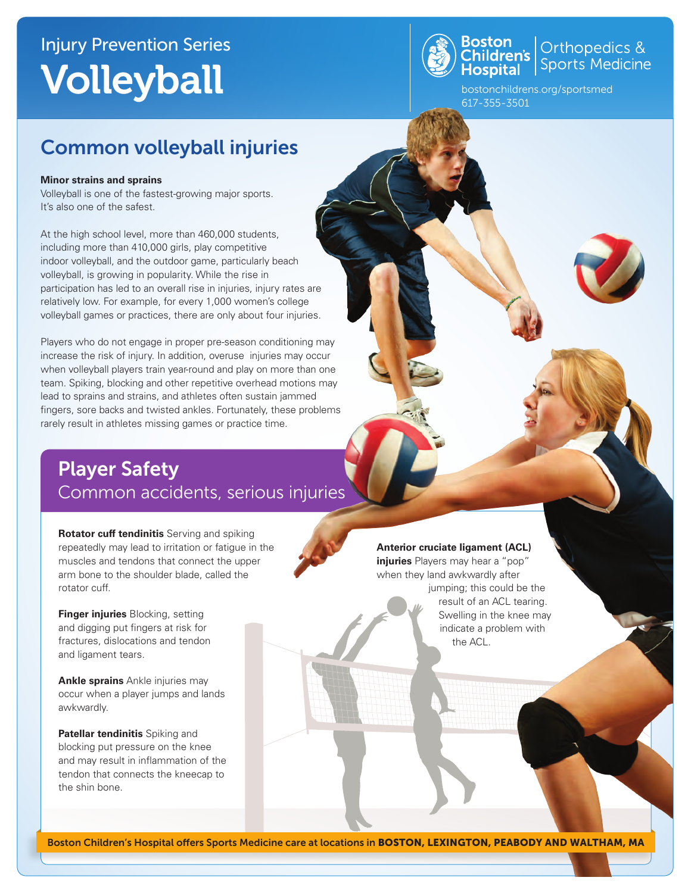Injury Prevention Series

# Volleyball

Boston Children's Hospital | Orthopedics & Sports Medicine

bostonchildrens.org/sportsmed
617-355-3501

## Common volleyball injuries

**Minor strains and sprains**
Volleyball is one of the fastest-growing major sports. It's also one of the safest.

At the high school level, more than 460,000 students, including more than 410,000 girls, play competitive indoor volleyball, and the outdoor game, particularly beach volleyball, is growing in popularity. While the rise in participation has led to an overall rise in injuries, injury rates are relatively low. For example, for every 1,000 women's college volleyball games or practices, there are only about four injuries.

Players who do not engage in proper pre-season conditioning may increase the risk of injury. In addition, overuse injuries may occur when volleyball players train year-round and play on more than one team. Spiking, blocking and other repetitive overhead motions may lead to sprains and strains, and athletes often sustain jammed fingers, sore backs and twisted ankles. Fortunately, these problems rarely result in athletes missing games or practice time.

## Player Safety

### Common accidents, serious injuries

**Rotator cuff tendinitis** Serving and spiking repeatedly may lead to irritation or fatigue in the muscles and tendons that connect the upper arm bone to the shoulder blade, called the rotator cuff.

**Finger injuries** Blocking, setting and digging put fingers at risk for fractures, dislocations and tendon and ligament tears.

**Ankle sprains** Ankle injuries may occur when a player jumps and lands awkwardly.

**Patellar tendinitis** Spiking and blocking put pressure on the knee and may result in inflammation of the tendon that connects the kneecap to the shin bone.

**Anterior cruciate ligament (ACL) injuries** Players may hear a "pop" when they land awkwardly after jumping; this could be the result of an ACL tearing. Swelling in the knee may indicate a problem with the ACL.

Boston Children's Hospital offers Sports Medicine care at locations in **BOSTON, LEXINGTON, PEABODY AND WALTHAM, MA**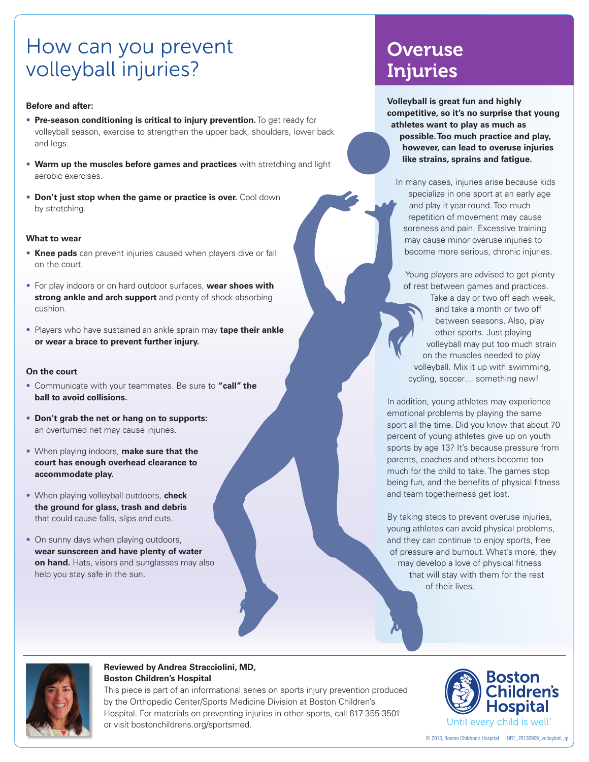# How can you prevent volleyball injuries?

**Before and after:**

- **Pre-season conditioning is critical to injury prevention.** To get ready for volleyball season, exercise to strengthen the upper back, shoulders, lower back and legs.
- **Warm up the muscles before games and practices** with stretching and light aerobic exercises.
- **Don't just stop when the game or practice is over.** Cool down by stretching.

**What to wear**

- **Knee pads** can prevent injuries caused when players dive or fall on the court.
- For play indoors or on hard outdoor surfaces, **wear shoes with strong ankle and arch support** and plenty of shock-absorbing cushion.
- Players who have sustained an ankle sprain may **tape their ankle or wear a brace to prevent further injury.**

**On the court**

- Communicate with your teammates. Be sure to **"call" the ball to avoid collisions.**
- **Don't grab the net or hang on to supports:** an overturned net may cause injuries.
- When playing indoors, **make sure that the court has enough overhead clearance to accommodate play.**
- When playing volleyball outdoors, **check the ground for glass, trash and debris** that could cause falls, slips and cuts.
- On sunny days when playing outdoors, **wear sunscreen and have plenty of water on hand.** Hats, visors and sunglasses may also help you stay safe in the sun.

## Overuse Injuries

**Volleyball is great fun and highly competitive, so it's no surprise that young athletes want to play as much as possible. Too much practice and play, however, can lead to overuse injuries like strains, sprains and fatigue.**

In many cases, injuries arise because kids specialize in one sport at an early age and play it year-round. Too much repetition of movement may cause soreness and pain. Excessive training may cause minor overuse injuries to become more serious, chronic injuries.

Young players are advised to get plenty of rest between games and practices. Take a day or two off each week, and take a month or two off between seasons. Also, play other sports. Just playing volleyball may put too much strain on the muscles needed to play volleyball. Mix it up with swimming, cycling, soccer… something new!

In addition, young athletes may experience emotional problems by playing the same sport all the time. Did you know that about 70 percent of young athletes give up on youth sports by age 13? It's because pressure from parents, coaches and others become too much for the child to take. The games stop being fun, and the benefits of physical fitness and team togetherness get lost.

By taking steps to prevent overuse injuries, young athletes can avoid physical problems, and they can continue to enjoy sports, free of pressure and burnout. What's more, they may develop a love of physical fitness that will stay with them for the rest of their lives.

**Reviewed by Andrea Stracciolini, MD, Boston Children's Hospital**

This piece is part of an informational series on sports injury prevention produced by the Orthopedic Center/Sports Medicine Division at Boston Children's Hospital. For materials on preventing injuries in other sports, call 617-355-3501 or visit bostonchildrens.org/sportsmed.

Boston Children's Hospital
Until every child is well™

© 2013, Boston Children's Hospital ORT_20130909_volleyball_ip